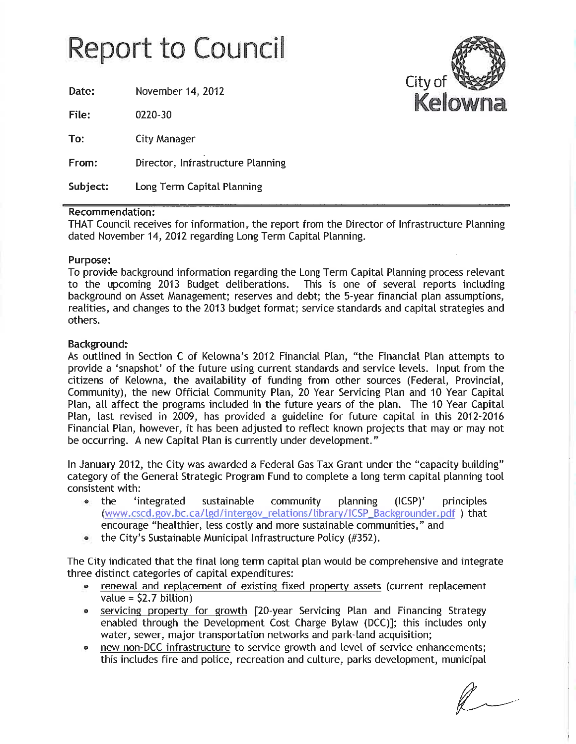# Report to Council

City of Kelowna

| | |
|---|---|
| **Date:** | November 14, 2012 |
| **File:** | 0220-30 |
| **To:** | City Manager |
| **From:** | Director, Infrastructure Planning |
| **Subject:** | Long Term Capital Planning |

### Recommendation:

THAT Council receives for information, the report from the Director of Infrastructure Planning dated November 14, 2012 regarding Long Term Capital Planning.

### Purpose:

To provide background information regarding the Long Term Capital Planning process relevant to the upcoming 2013 Budget deliberations. This is one of several reports including background on Asset Management; reserves and debt; the 5-year financial plan assumptions, realities, and changes to the 2013 budget format; service standards and capital strategies and others.

### Background:

As outlined in Section C of Kelowna's 2012 Financial Plan, "the Financial Plan attempts to provide a 'snapshot' of the future using current standards and service levels. Input from the citizens of Kelowna, the availability of funding from other sources (Federal, Provincial, Community), the new Official Community Plan, 20 Year Servicing Plan and 10 Year Capital Plan, all affect the programs included in the future years of the plan. The 10 Year Capital Plan, last revised in 2009, has provided a guideline for future capital in this 2012-2016 Financial Plan, however, it has been adjusted to reflect known projects that may or may not be occurring. A new Capital Plan is currently under development."

In January 2012, the City was awarded a Federal Gas Tax Grant under the "capacity building" category of the General Strategic Program Fund to complete a long term capital planning tool consistent with:

- the 'integrated sustainable community planning (ICSP)' principles (www.cscd.gov.bc.ca/lgd/intergov_relations/library/ICSP_Backgrounder.pdf ) that encourage "healthier, less costly and more sustainable communities," and
- the City's Sustainable Municipal Infrastructure Policy (#352).

The City indicated that the final long term capital plan would be comprehensive and integrate three distinct categories of capital expenditures:

- renewal and replacement of existing fixed property assets (current replacement value = $2.7 billion)
- servicing property for growth [20-year Servicing Plan and Financing Strategy enabled through the Development Cost Charge Bylaw (DCC)]; this includes only water, sewer, major transportation networks and park-land acquisition;
- new non-DCC infrastructure to service growth and level of service enhancements; this includes fire and police, recreation and culture, parks development, municipal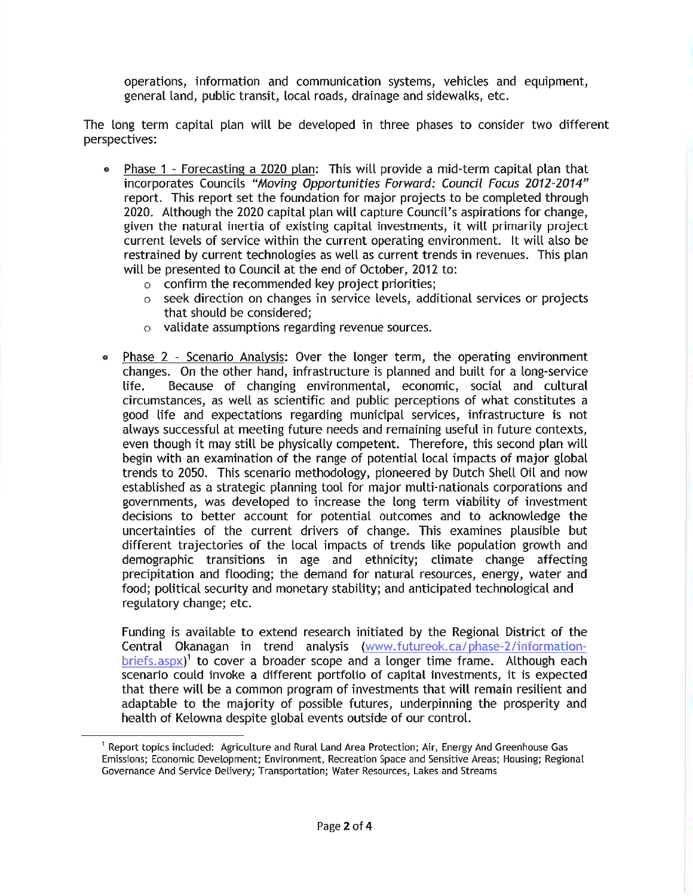operations, information and communication systems, vehicles and equipment, general land, public transit, local roads, drainage and sidewalks, etc.

The long term capital plan will be developed in three phases to consider two different perspectives:

- Phase 1 - Forecasting a 2020 plan: This will provide a mid-term capital plan that incorporates Councils *"Moving Opportunities Forward: Council Focus 2012-2014"* report. This report set the foundation for major projects to be completed through 2020. Although the 2020 capital plan will capture Council's aspirations for change, given the natural inertia of existing capital investments, it will primarily project current levels of service within the current operating environment. It will also be restrained by current technologies as well as current trends in revenues. This plan will be presented to Council at the end of October, 2012 to:
  - confirm the recommended key project priorities;
  - seek direction on changes in service levels, additional services or projects that should be considered;
  - validate assumptions regarding revenue sources.

- Phase 2 - Scenario Analysis: Over the longer term, the operating environment changes. On the other hand, infrastructure is planned and built for a long-service life. Because of changing environmental, economic, social and cultural circumstances, as well as scientific and public perceptions of what constitutes a good life and expectations regarding municipal services, infrastructure is not always successful at meeting future needs and remaining useful in future contexts, even though it may still be physically competent. Therefore, this second plan will begin with an examination of the range of potential local impacts of major global trends to 2050. This scenario methodology, pioneered by Dutch Shell Oil and now established as a strategic planning tool for major multi-nationals corporations and governments, was developed to increase the long term viability of investment decisions to better account for potential outcomes and to acknowledge the uncertainties of the current drivers of change. This examines plausible but different trajectories of the local impacts of trends like population growth and demographic transitions in age and ethnicity; climate change affecting precipitation and flooding; the demand for natural resources, energy, water and food; political security and monetary stability; and anticipated technological and regulatory change; etc.

  Funding is available to extend research initiated by the Regional District of the Central Okanagan in trend analysis (www.futureok.ca/phase-2/information-briefs.aspx)[1] to cover a broader scope and a longer time frame. Although each scenario could invoke a different portfolio of capital investments, it is expected that there will be a common program of investments that will remain resilient and adaptable to the majority of possible futures, underpinning the prosperity and health of Kelowna despite global events outside of our control.

---

[1] Report topics included: Agriculture and Rural Land Area Protection; Air, Energy And Greenhouse Gas Emissions; Economic Development; Environment, Recreation Space and Sensitive Areas; Housing; Regional Governance And Service Delivery; Transportation; Water Resources, Lakes and Streams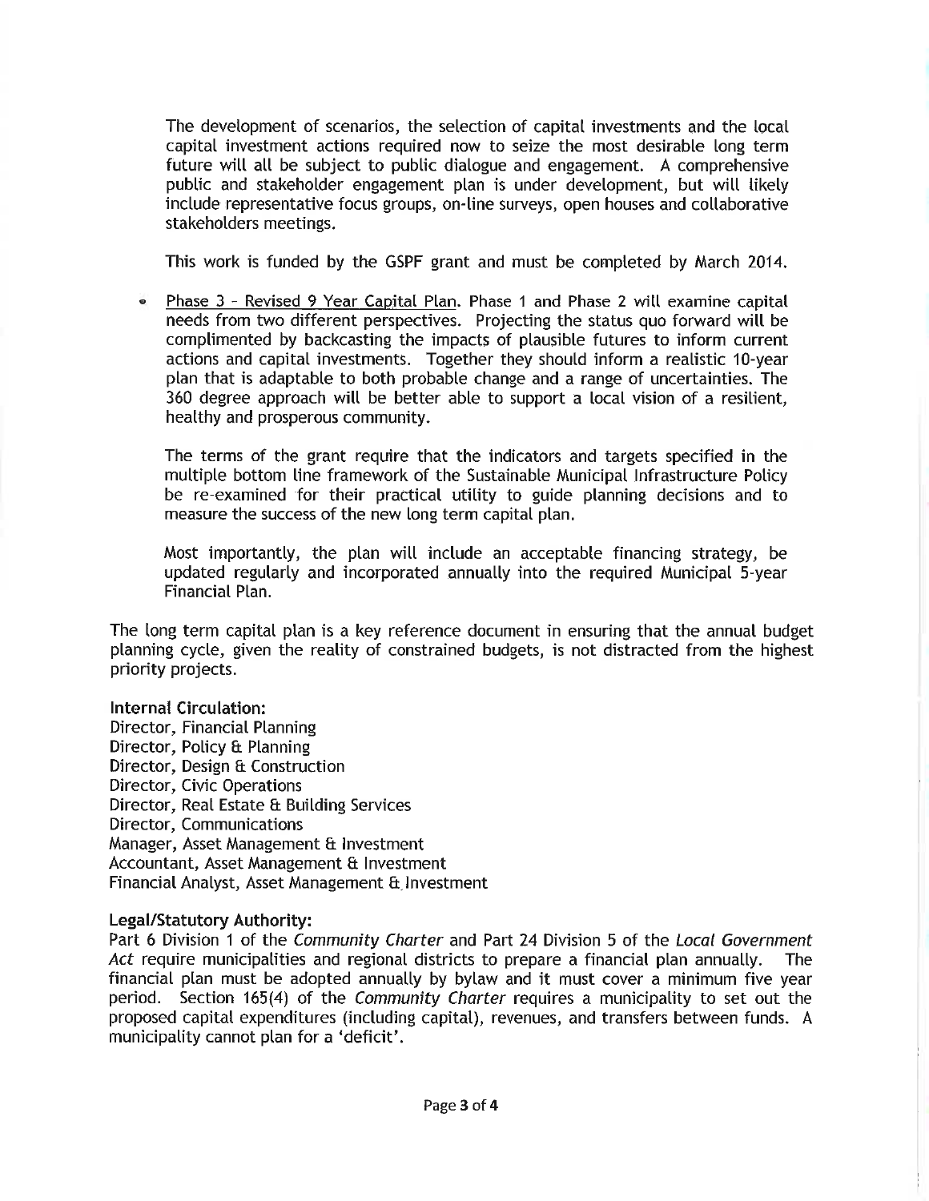The development of scenarios, the selection of capital investments and the local capital investment actions required now to seize the most desirable long term future will all be subject to public dialogue and engagement. A comprehensive public and stakeholder engagement plan is under development, but will likely include representative focus groups, on-line surveys, open houses and collaborative stakeholders meetings.

This work is funded by the GSPF grant and must be completed by March 2014.

- Phase 3 – Revised 9 Year Capital Plan. Phase 1 and Phase 2 will examine capital needs from two different perspectives. Projecting the status quo forward will be complimented by backcasting the impacts of plausible futures to inform current actions and capital investments. Together they should inform a realistic 10-year plan that is adaptable to both probable change and a range of uncertainties. The 360 degree approach will be better able to support a local vision of a resilient, healthy and prosperous community.

  The terms of the grant require that the indicators and targets specified in the multiple bottom line framework of the Sustainable Municipal Infrastructure Policy be re-examined for their practical utility to guide planning decisions and to measure the success of the new long term capital plan.

  Most importantly, the plan will include an acceptable financing strategy, be updated regularly and incorporated annually into the required Municipal 5-year Financial Plan.

The long term capital plan is a key reference document in ensuring that the annual budget planning cycle, given the reality of constrained budgets, is not distracted from the highest priority projects.

**Internal Circulation:**
Director, Financial Planning
Director, Policy & Planning
Director, Design & Construction
Director, Civic Operations
Director, Real Estate & Building Services
Director, Communications
Manager, Asset Management & Investment
Accountant, Asset Management & Investment
Financial Analyst, Asset Management & Investment

**Legal/Statutory Authority:**
Part 6 Division 1 of the *Community Charter* and Part 24 Division 5 of the *Local Government Act* require municipalities and regional districts to prepare a financial plan annually. The financial plan must be adopted annually by bylaw and it must cover a minimum five year period. Section 165(4) of the *Community Charter* requires a municipality to set out the proposed capital expenditures (including capital), revenues, and transfers between funds. A municipality cannot plan for a 'deficit'.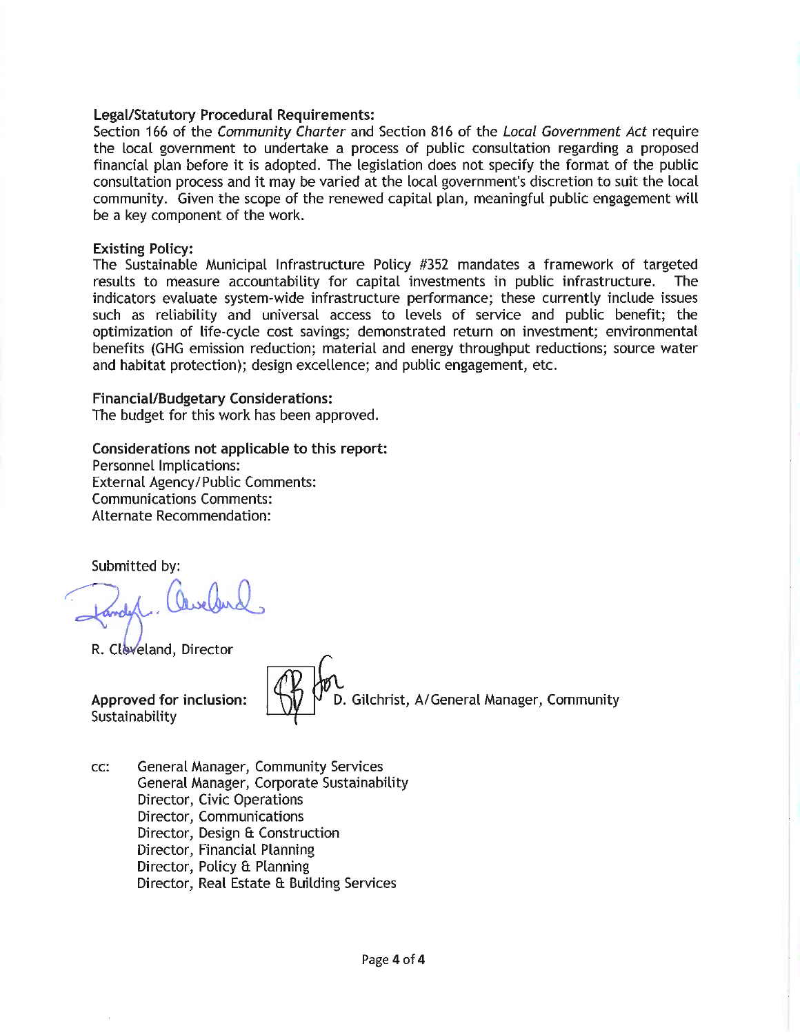**Legal/Statutory Procedural Requirements:**
Section 166 of the *Community Charter* and Section 816 of the *Local Government Act* require the local government to undertake a process of public consultation regarding a proposed financial plan before it is adopted. The legislation does not specify the format of the public consultation process and it may be varied at the local government's discretion to suit the local community. Given the scope of the renewed capital plan, meaningful public engagement will be a key component of the work.

**Existing Policy:**
The Sustainable Municipal Infrastructure Policy #352 mandates a framework of targeted results to measure accountability for capital investments in public infrastructure. The indicators evaluate system-wide infrastructure performance; these currently include issues such as reliability and universal access to levels of service and public benefit; the optimization of life-cycle cost savings; demonstrated return on investment; environmental benefits (GHG emission reduction; material and energy throughput reductions; source water and habitat protection); design excellence; and public engagement, etc.

**Financial/Budgetary Considerations:**
The budget for this work has been approved.

**Considerations not applicable to this report:**
Personnel Implications:
External Agency/Public Comments:
Communications Comments:
Alternate Recommendation:

Submitted by:

R. Cleveland, Director

**Approved for inclusion:** D. Gilchrist, A/General Manager, Community Sustainability

cc: General Manager, Community Services
General Manager, Corporate Sustainability
Director, Civic Operations
Director, Communications
Director, Design & Construction
Director, Financial Planning
Director, Policy & Planning
Director, Real Estate & Building Services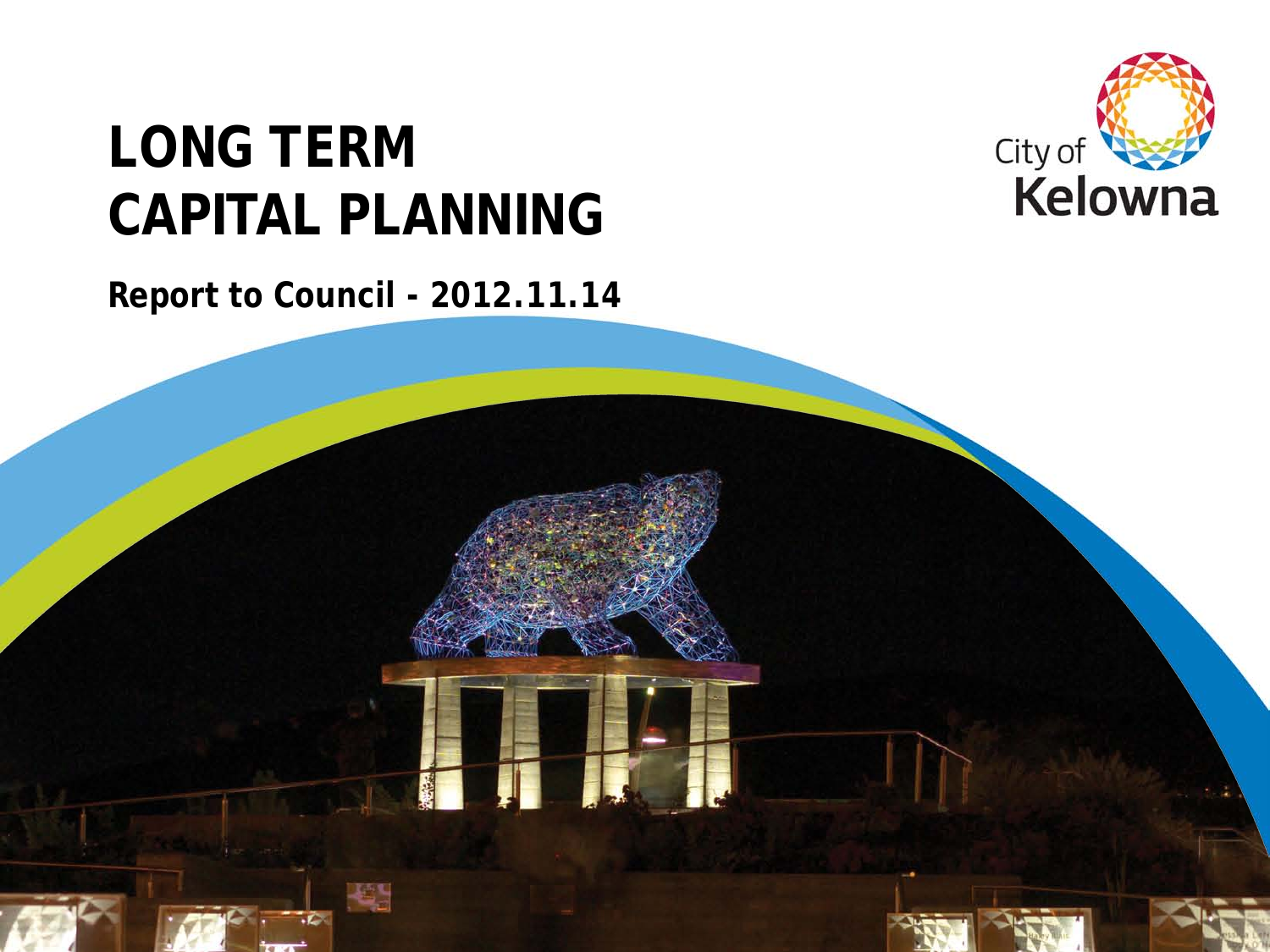# LONG TERM CAPITAL PLANNING

**Report to Council - 2012.11.14**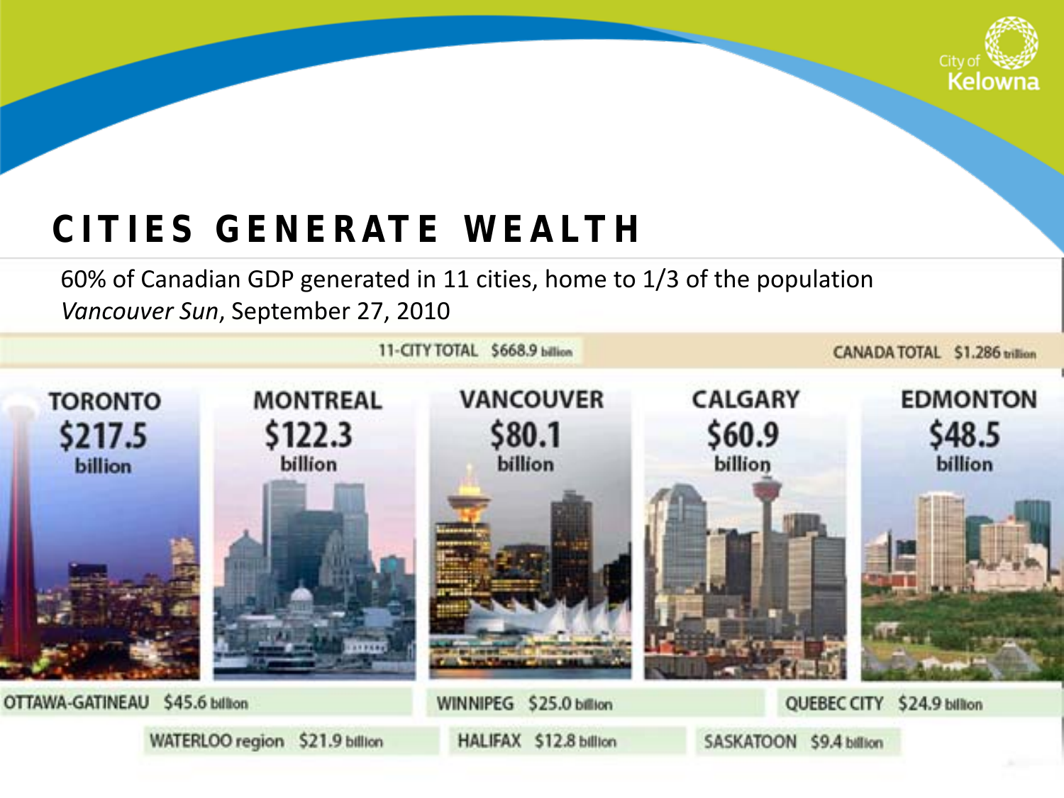# CITIES GENERATE WEALTH

60% of Canadian GDP generated in 11 cities, home to 1/3 of the population
*Vancouver Sun*, September 27, 2010

11-CITY TOTAL $668.9 billion

CANADA TOTAL $1.286 trillion

| City | GDP |
|---|---|
| TORONTO | $217.5 billion |
| MONTREAL | $122.3 billion |
| VANCOUVER | $80.1 billion |
| CALGARY | $60.9 billion |
| EDMONTON | $48.5 billion |
| OTTAWA-GATINEAU | $45.6 billion |
| WINNIPEG | $25.0 billion |
| QUEBEC CITY | $24.9 billion |
| WATERLOO region | $21.9 billion |
| HALIFAX | $12.8 billion |
| SASKATOON | $9.4 billion |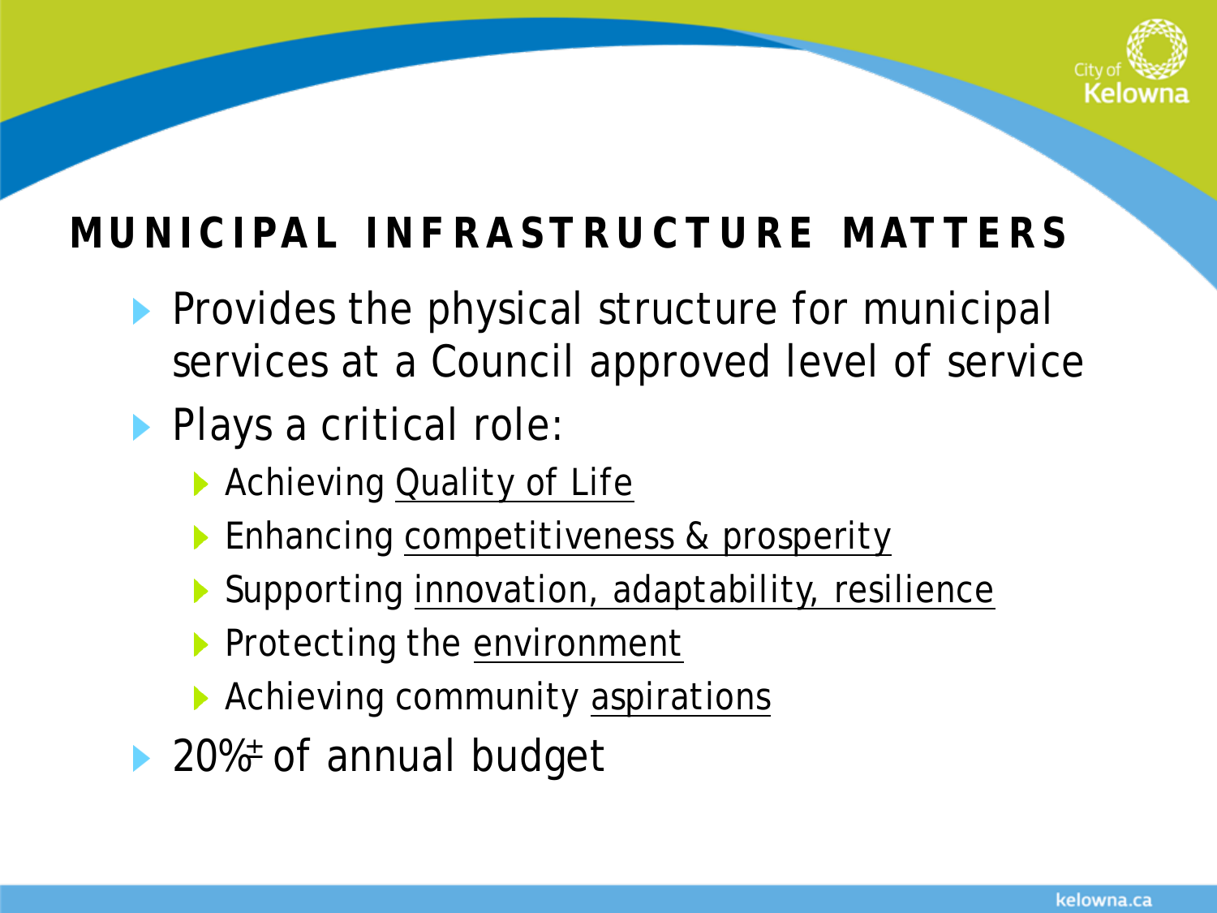# MUNICIPAL INFRASTRUCTURE MATTERS

- Provides the physical structure for municipal services at a Council approved level of service
- Plays a critical role:
  - Achieving Quality of Life
  - Enhancing competitiveness & prosperity
  - Supporting innovation, adaptability, resilience
  - Protecting the environment
  - Achieving community aspirations
- 20%± of annual budget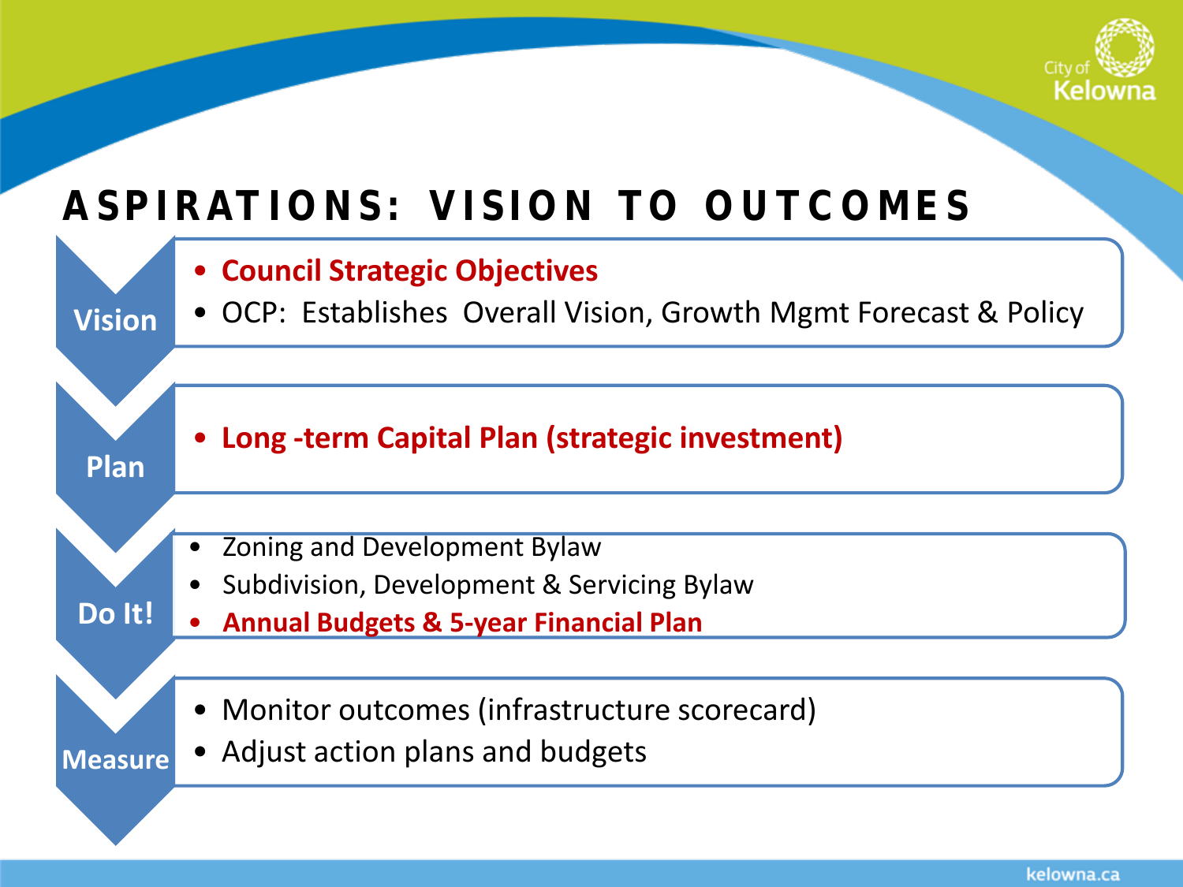# ASPIRATIONS: VISION TO OUTCOMES

**Vision**

- **Council Strategic Objectives**
- OCP: Establishes Overall Vision, Growth Mgmt Forecast & Policy

**Plan**

- **Long -term Capital Plan (strategic investment)**

**Do It!**

- Zoning and Development Bylaw
- Subdivision, Development & Servicing Bylaw
- **Annual Budgets & 5-year Financial Plan**

**Measure**

- Monitor outcomes (infrastructure scorecard)
- Adjust action plans and budgets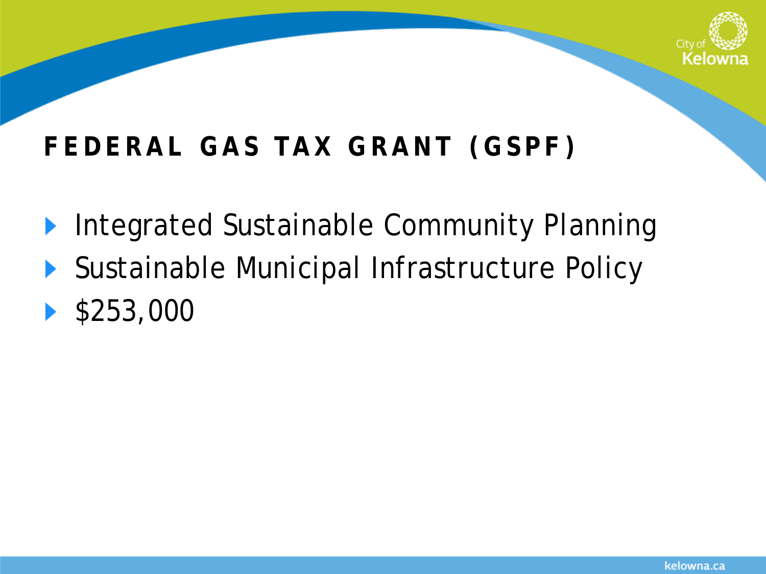# FEDERAL GAS TAX GRANT (GSPF)

- Integrated Sustainable Community Planning
- Sustainable Municipal Infrastructure Policy
- $253,000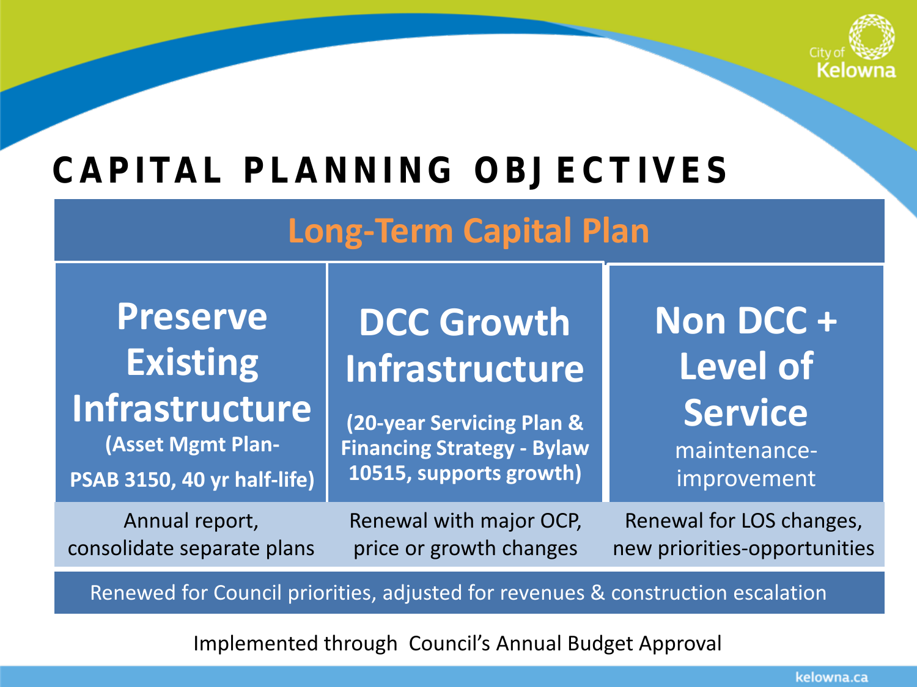# CAPITAL PLANNING OBJECTIVES

## Long-Term Capital Plan

| Preserve Existing Infrastructure (Asset Mgmt Plan- PSAB 3150, 40 yr half-life) | DCC Growth Infrastructure (20-year Servicing Plan & Financing Strategy - Bylaw 10515, supports growth) | Non DCC + Level of Service maintenance-improvement |
|---|---|---|
| Annual report, consolidate separate plans | Renewal with major OCP, price or growth changes | Renewal for LOS changes, new priorities-opportunities |

Renewed for Council priorities, adjusted for revenues & construction escalation

Implemented through Council's Annual Budget Approval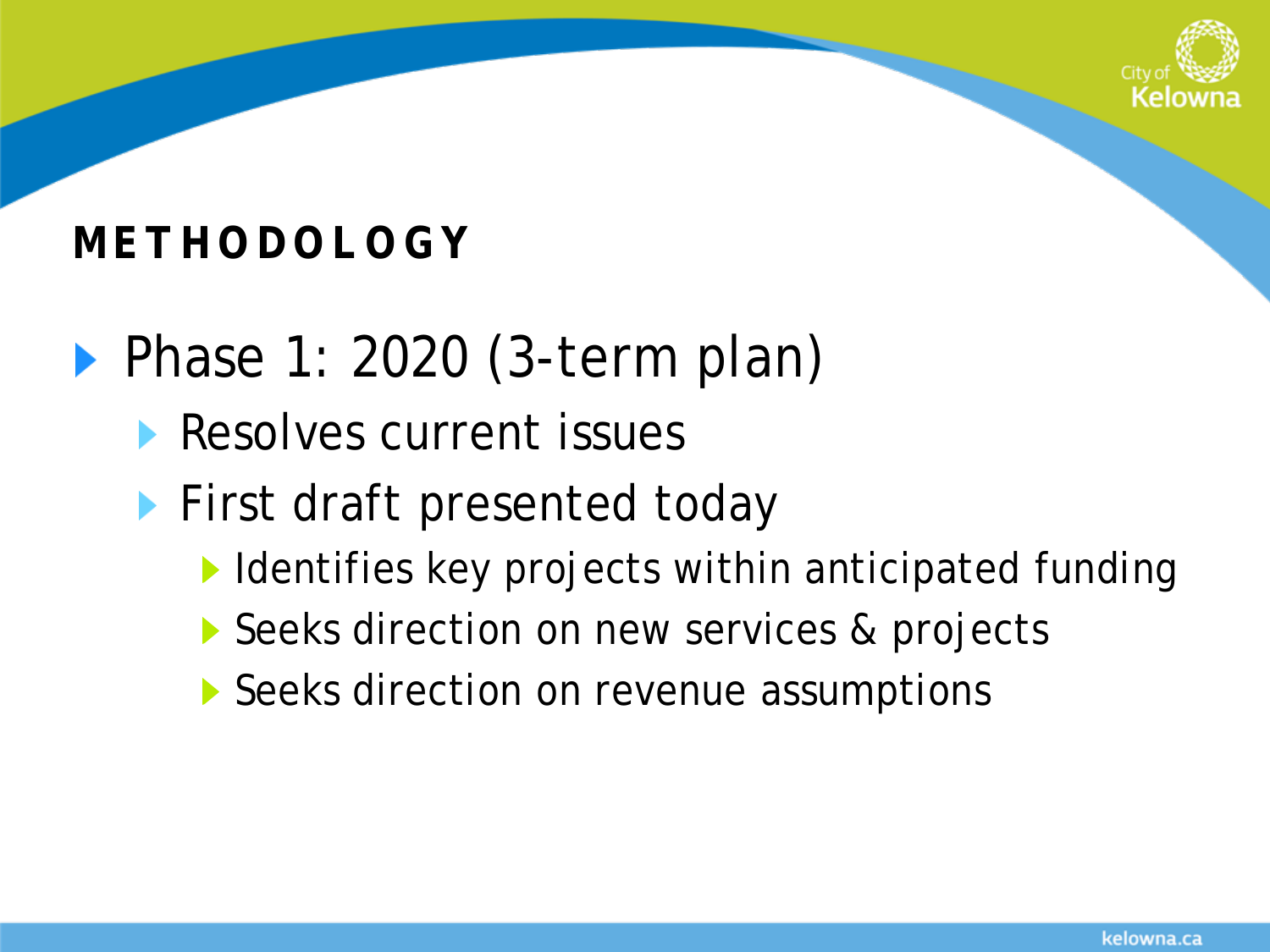# METHODOLOGY

- Phase 1: 2020 (3-term plan)
  - Resolves current issues
  - First draft presented today
    - Identifies key projects within anticipated funding
    - Seeks direction on new services & projects
    - Seeks direction on revenue assumptions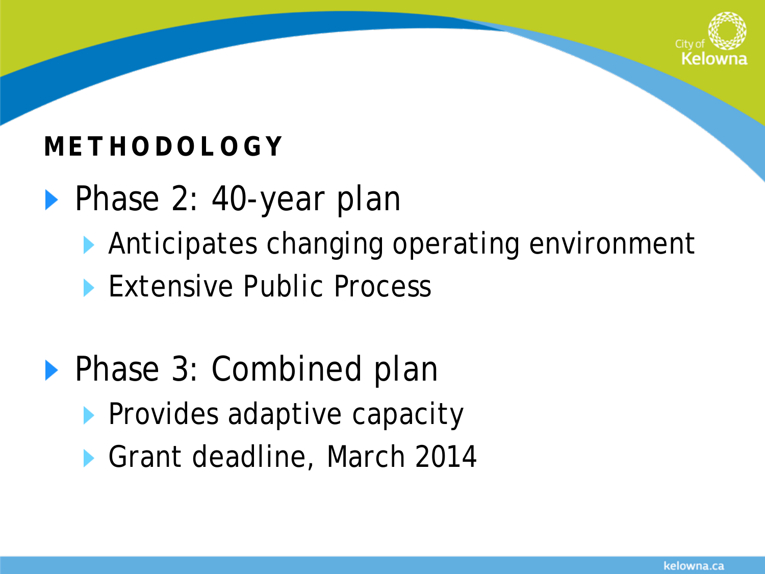## METHODOLOGY

- Phase 2: 40-year plan
  - Anticipates changing operating environment
  - Extensive Public Process
- Phase 3: Combined plan
  - Provides adaptive capacity
  - Grant deadline, March 2014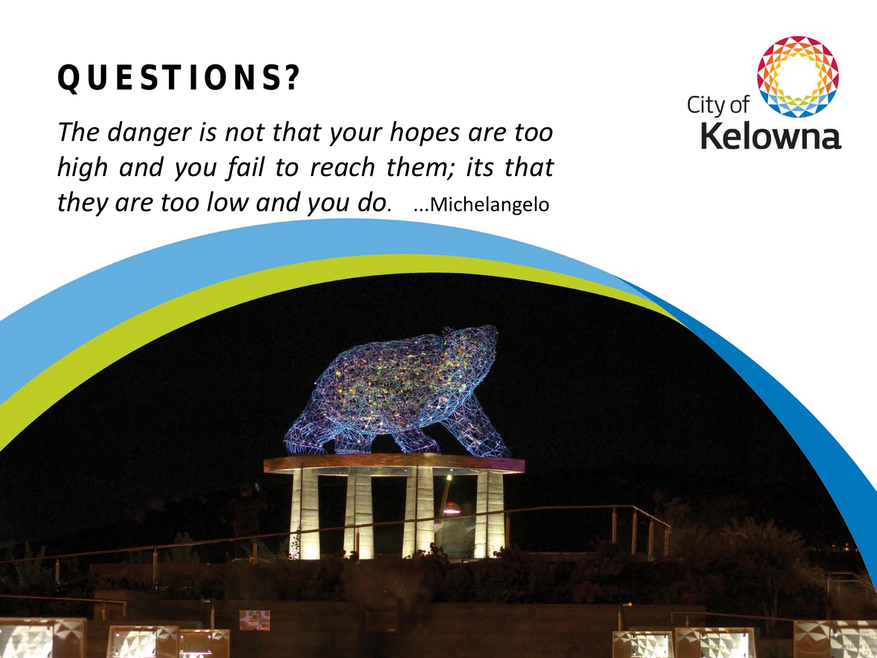# QUESTIONS?

*The danger is not that your hopes are too high and you fail to reach them; its that they are too low and you do.* ...Michelangelo

City of Kelowna